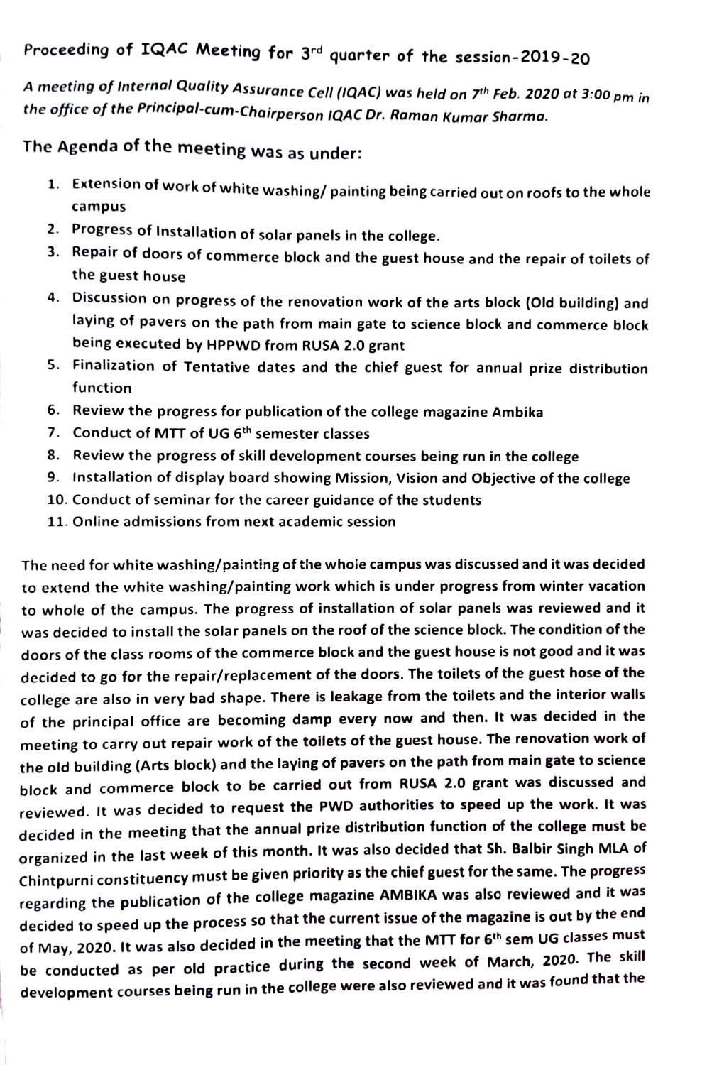# Proceeding of IQAC Meeting for 3rd quarter of the session-2019-20

*A meeting of Internal Quality Assurance Cell (IQAC) was held on 7th Feb. 2020 at 3:00 pm in the office of the Principal-cum-Chairperson IQAC Dr. Raman Kumar Sharma.*

## The Agenda of the meeting was as under:

1. Extension of work of white washing/ painting being carried out on roofs to the whole campus
2. Progress of Installation of solar panels in the college.
3. Repair of doors of commerce block and the guest house and the repair of toilets of the guest house
4. Discussion on progress of the renovation work of the arts block (Old building) and laying of pavers on the path from main gate to science block and commerce block being executed by HPPWD from RUSA 2.0 grant
5. Finalization of Tentative dates and the chief guest for annual prize distribution function
6. Review the progress for publication of the college magazine Ambika
7. Conduct of MTT of UG 6th semester classes
8. Review the progress of skill development courses being run in the college
9. Installation of display board showing Mission, Vision and Objective of the college
10. Conduct of seminar for the career guidance of the students
11. Online admissions from next academic session

The need for white washing/painting of the whole campus was discussed and it was decided to extend the white washing/painting work which is under progress from winter vacation to whole of the campus. The progress of installation of solar panels was reviewed and it was decided to install the solar panels on the roof of the science block. The condition of the doors of the class rooms of the commerce block and the guest house is not good and it was decided to go for the repair/replacement of the doors. The toilets of the guest hose of the college are also in very bad shape. There is leakage from the toilets and the interior walls of the principal office are becoming damp every now and then. It was decided in the meeting to carry out repair work of the toilets of the guest house. The renovation work of the old building (Arts block) and the laying of pavers on the path from main gate to science block and commerce block to be carried out from RUSA 2.0 grant was discussed and reviewed. It was decided to request the PWD authorities to speed up the work. It was decided in the meeting that the annual prize distribution function of the college must be organized in the last week of this month. It was also decided that Sh. Balbir Singh MLA of Chintpurni constituency must be given priority as the chief guest for the same. The progress regarding the publication of the college magazine AMBIKA was also reviewed and it was decided to speed up the process so that the current issue of the magazine is out by the end of May, 2020. It was also decided in the meeting that the MTT for 6th sem UG classes must be conducted as per old practice during the second week of March, 2020. The skill development courses being run in the college were also reviewed and it was found that the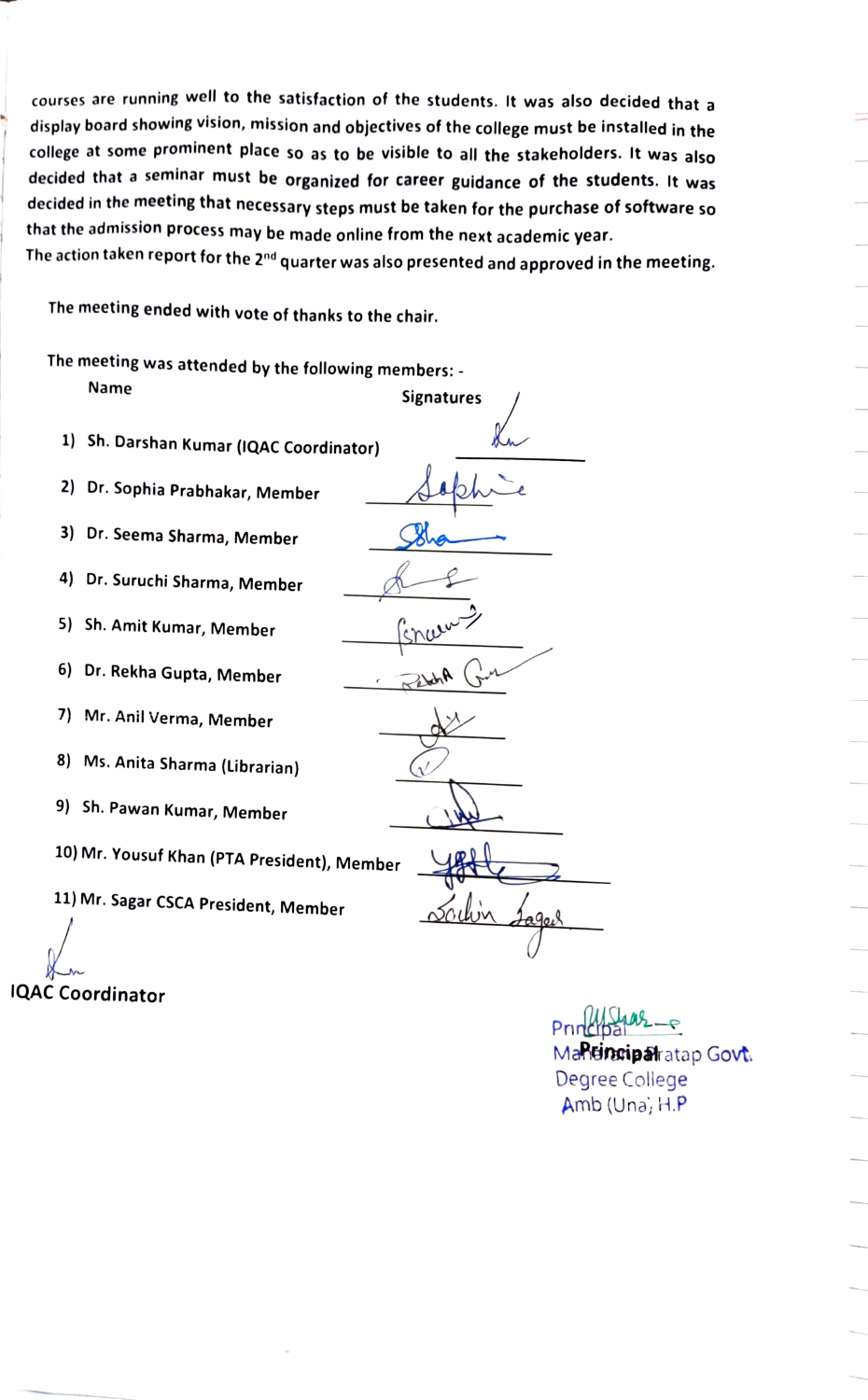courses are running well to the satisfaction of the students. It was also decided that a display board showing vision, mission and objectives of the college must be installed in the college at some prominent place so as to be visible to all the stakeholders. It was also decided that a seminar must be organized for career guidance of the students. It was decided in the meeting that necessary steps must be taken for the purchase of software so that the admission process may be made online from the next academic year.

The action taken report for the 2nd quarter was also presented and approved in the meeting.

The meeting ended with vote of thanks to the chair.

The meeting was attended by the following members: -

| Name | Signatures |
| --- | --- |
| 1) Sh. Darshan Kumar (IQAC Coordinator) | |
| 2) Dr. Sophia Prabhakar, Member | |
| 3) Dr. Seema Sharma, Member | |
| 4) Dr. Suruchi Sharma, Member | |
| 5) Sh. Amit Kumar, Member | |
| 6) Dr. Rekha Gupta, Member | |
| 7) Mr. Anil Verma, Member | |
| 8) Ms. Anita Sharma (Librarian) | |
| 9) Sh. Pawan Kumar, Member | |
| 10) Mr. Yousuf Khan (PTA President), Member | |
| 11) Mr. Sagar CSCA President, Member | |

IQAC Coordinator

Principal
Principal
Maharana Pratap Govt.
Degree College
Amb (Una), H.P